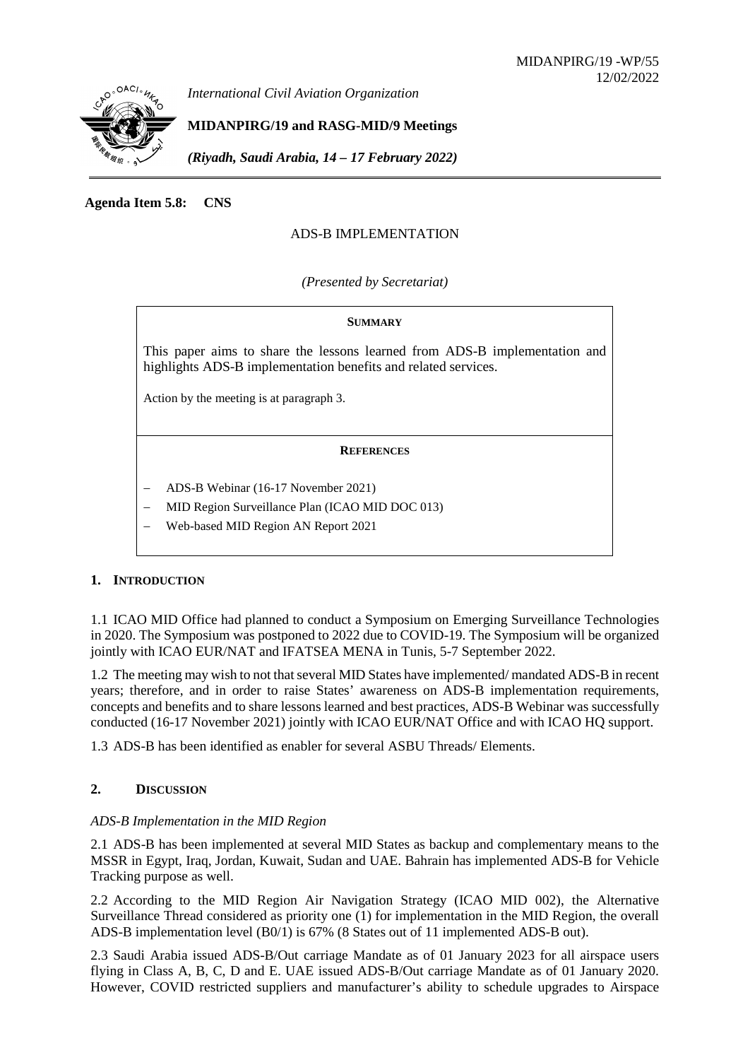MIDANPIRG/19 -WP/55
12/02/2022

*International Civil Aviation Organization*

**MIDANPIRG/19 and RASG-MID/9 Meetings**

*(Riyadh, Saudi Arabia, 14 – 17 February 2022)*

**Agenda Item 5.8: CNS**

ADS-B IMPLEMENTATION

*(Presented by Secretariat)*

**SUMMARY**

This paper aims to share the lessons learned from ADS-B implementation and highlights ADS-B implementation benefits and related services.

Action by the meeting is at paragraph 3.

**REFERENCES**

- ADS-B Webinar (16-17 November 2021)
- MID Region Surveillance Plan (ICAO MID DOC 013)
- Web-based MID Region AN Report 2021

## 1. INTRODUCTION

1.1 ICAO MID Office had planned to conduct a Symposium on Emerging Surveillance Technologies in 2020. The Symposium was postponed to 2022 due to COVID-19. The Symposium will be organized jointly with ICAO EUR/NAT and IFATSEA MENA in Tunis, 5-7 September 2022.

1.2 The meeting may wish to not that several MID States have implemented/ mandated ADS-B in recent years; therefore, and in order to raise States' awareness on ADS-B implementation requirements, concepts and benefits and to share lessons learned and best practices, ADS-B Webinar was successfully conducted (16-17 November 2021) jointly with ICAO EUR/NAT Office and with ICAO HQ support.

1.3 ADS-B has been identified as enabler for several ASBU Threads/ Elements.

## 2. DISCUSSION

*ADS-B Implementation in the MID Region*

2.1 ADS-B has been implemented at several MID States as backup and complementary means to the MSSR in Egypt, Iraq, Jordan, Kuwait, Sudan and UAE. Bahrain has implemented ADS-B for Vehicle Tracking purpose as well.

2.2 According to the MID Region Air Navigation Strategy (ICAO MID 002), the Alternative Surveillance Thread considered as priority one (1) for implementation in the MID Region, the overall ADS-B implementation level (B0/1) is 67% (8 States out of 11 implemented ADS-B out).

2.3 Saudi Arabia issued ADS-B/Out carriage Mandate as of 01 January 2023 for all airspace users flying in Class A, B, C, D and E. UAE issued ADS-B/Out carriage Mandate as of 01 January 2020. However, COVID restricted suppliers and manufacturer's ability to schedule upgrades to Airspace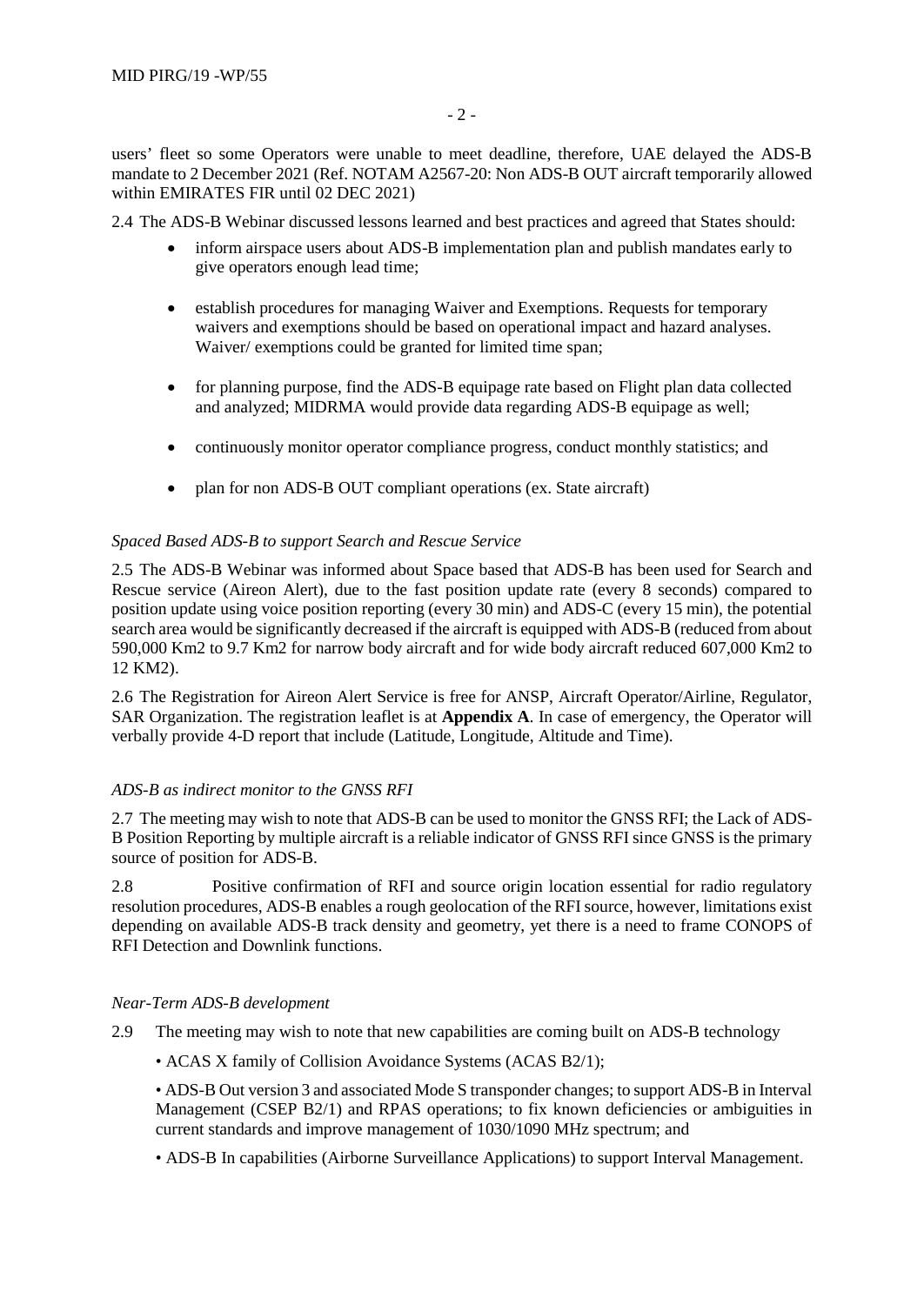users' fleet so some Operators were unable to meet deadline, therefore, UAE delayed the ADS-B mandate to 2 December 2021 (Ref. NOTAM A2567-20: Non ADS-B OUT aircraft temporarily allowed within EMIRATES FIR until 02 DEC 2021)

2.4 The ADS-B Webinar discussed lessons learned and best practices and agreed that States should:

- inform airspace users about ADS-B implementation plan and publish mandates early to give operators enough lead time;
- establish procedures for managing Waiver and Exemptions. Requests for temporary waivers and exemptions should be based on operational impact and hazard analyses. Waiver/ exemptions could be granted for limited time span;
- for planning purpose, find the ADS-B equipage rate based on Flight plan data collected and analyzed; MIDRMA would provide data regarding ADS-B equipage as well;
- continuously monitor operator compliance progress, conduct monthly statistics; and
- plan for non ADS-B OUT compliant operations (ex. State aircraft)

*Spaced Based ADS-B to support Search and Rescue Service*

2.5 The ADS-B Webinar was informed about Space based that ADS-B has been used for Search and Rescue service (Aireon Alert), due to the fast position update rate (every 8 seconds) compared to position update using voice position reporting (every 30 min) and ADS-C (every 15 min), the potential search area would be significantly decreased if the aircraft is equipped with ADS-B (reduced from about 590,000 Km2 to 9.7 Km2 for narrow body aircraft and for wide body aircraft reduced 607,000 Km2 to 12 KM2).

2.6 The Registration for Aireon Alert Service is free for ANSP, Aircraft Operator/Airline, Regulator, SAR Organization. The registration leaflet is at **Appendix A**. In case of emergency, the Operator will verbally provide 4-D report that include (Latitude, Longitude, Altitude and Time).

*ADS-B as indirect monitor to the GNSS RFI*

2.7 The meeting may wish to note that ADS-B can be used to monitor the GNSS RFI; the Lack of ADS-B Position Reporting by multiple aircraft is a reliable indicator of GNSS RFI since GNSS is the primary source of position for ADS-B.

2.8 Positive confirmation of RFI and source origin location essential for radio regulatory resolution procedures, ADS-B enables a rough geolocation of the RFI source, however, limitations exist depending on available ADS-B track density and geometry, yet there is a need to frame CONOPS of RFI Detection and Downlink functions.

*Near-Term ADS-B development*

2.9 The meeting may wish to note that new capabilities are coming built on ADS-B technology

• ACAS X family of Collision Avoidance Systems (ACAS B2/1);

• ADS-B Out version 3 and associated Mode S transponder changes; to support ADS-B in Interval Management (CSEP B2/1) and RPAS operations; to fix known deficiencies or ambiguities in current standards and improve management of 1030/1090 MHz spectrum; and

• ADS-B In capabilities (Airborne Surveillance Applications) to support Interval Management.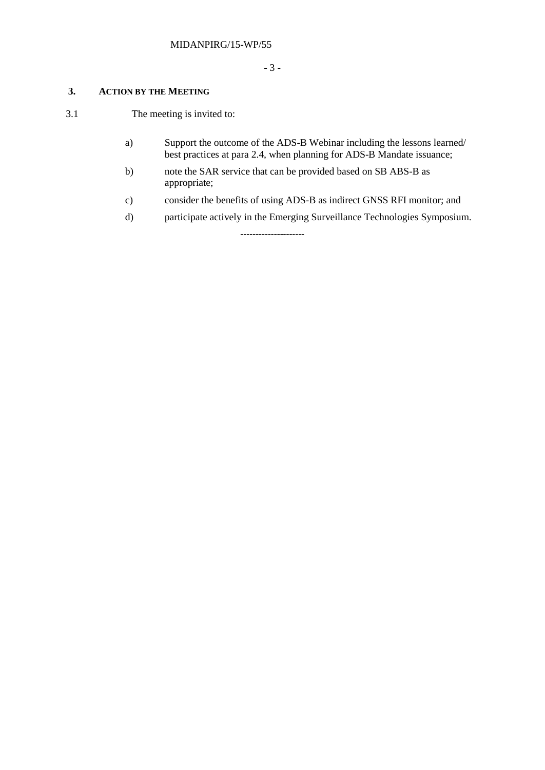## 3. ACTION BY THE MEETING

3.1 The meeting is invited to:

a) Support the outcome of the ADS-B Webinar including the lessons learned/ best practices at para 2.4, when planning for ADS-B Mandate issuance;

b) note the SAR service that can be provided based on SB ABS-B as appropriate;

c) consider the benefits of using ADS-B as indirect GNSS RFI monitor; and

d) participate actively in the Emerging Surveillance Technologies Symposium.

--------------------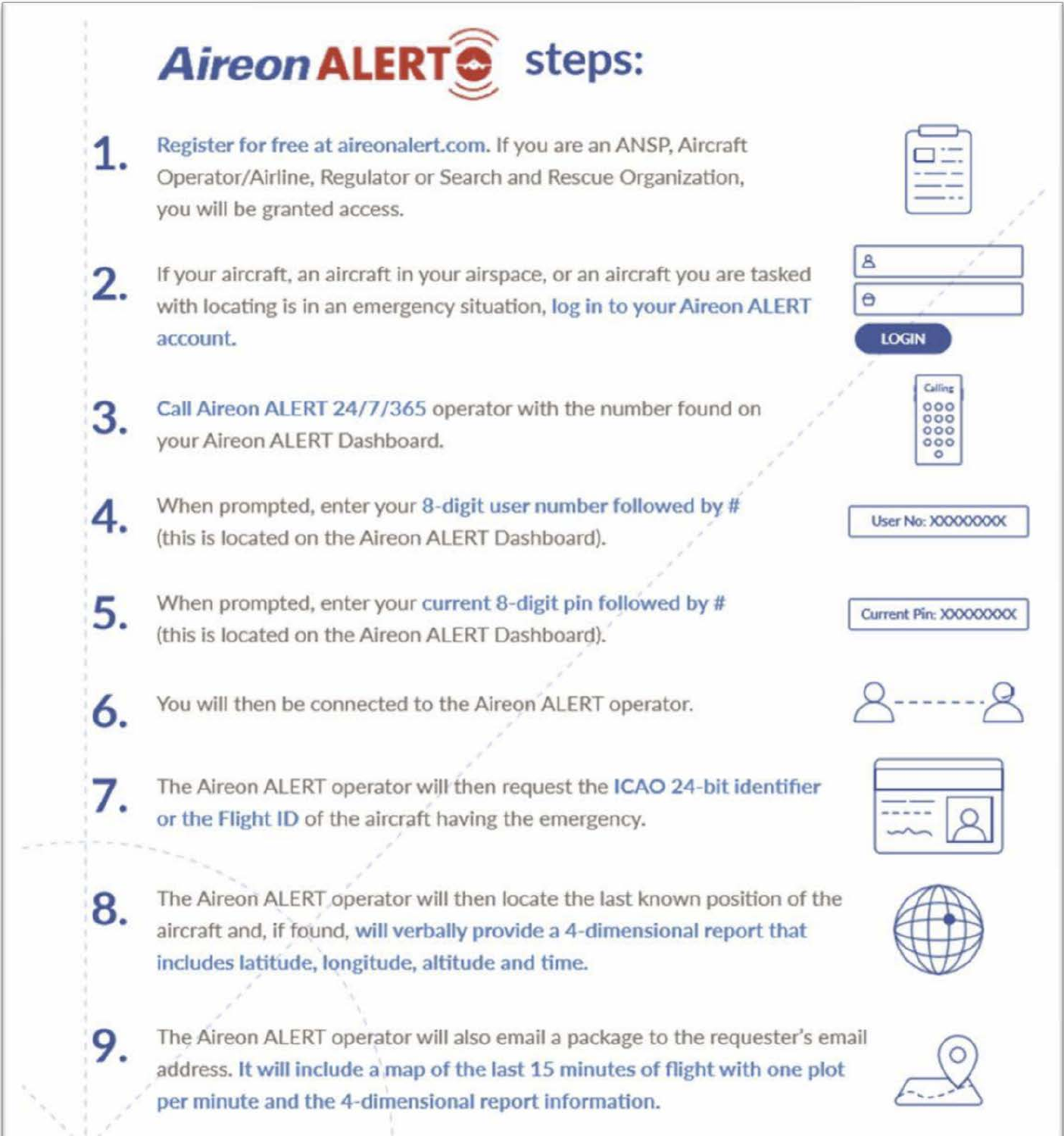# Aireon ALERT steps:

1. Register for free at aireonalert.com. If you are an ANSP, Aircraft Operator/Airline, Regulator or Search and Rescue Organization, you will be granted access.

2. If your aircraft, an aircraft in your airspace, or an aircraft you are tasked with locating is in an emergency situation, log in to your Aireon ALERT account.

3. Call Aireon ALERT 24/7/365 operator with the number found on your Aireon ALERT Dashboard.

4. When prompted, enter your 8-digit user number followed by # (this is located on the Aireon ALERT Dashboard).

5. When prompted, enter your current 8-digit pin followed by # (this is located on the Aireon ALERT Dashboard).

6. You will then be connected to the Aireon ALERT operator.

7. The Aireon ALERT operator will then request the ICAO 24-bit identifier or the Flight ID of the aircraft having the emergency.

8. The Aireon ALERT operator will then locate the last known position of the aircraft and, if found, will verbally provide a 4-dimensional report that includes latitude, longitude, altitude and time.

9. The Aireon ALERT operator will also email a package to the requester's email address. It will include a map of the last 15 minutes of flight with one plot per minute and the 4-dimensional report information.

LOGIN

User No: XXXXXXXX

Current Pin: XXXXXXXX